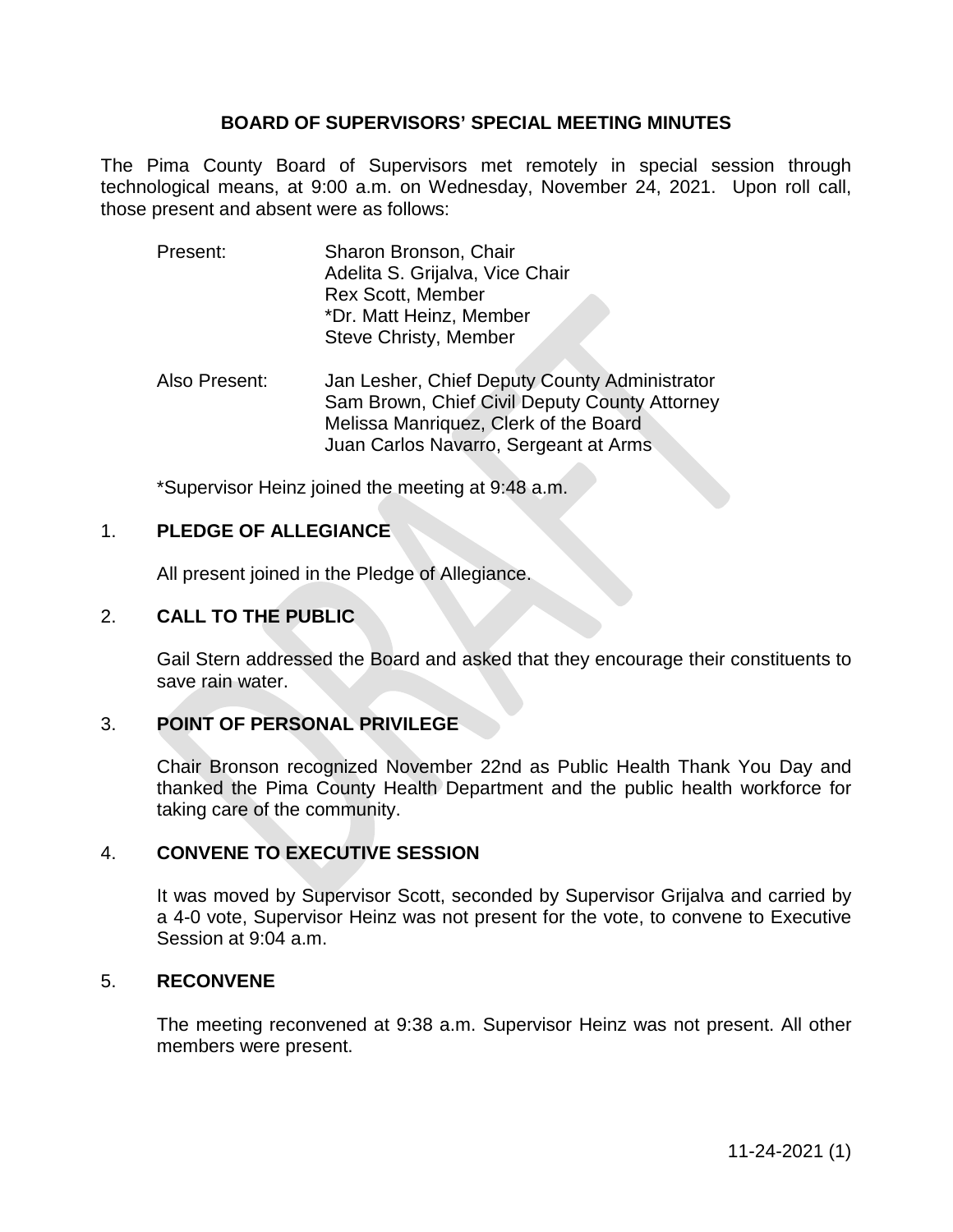# BOARD OF SUPERVISORS' SPECIAL MEETING MINUTES

The Pima County Board of Supervisors met remotely in special session through technological means, at 9:00 a.m. on Wednesday, November 24, 2021. Upon roll call, those present and absent were as follows:

| | |
|---|---|
| Present: | Sharon Bronson, Chair<br>Adelita S. Grijalva, Vice Chair<br>Rex Scott, Member<br>*Dr. Matt Heinz, Member<br>Steve Christy, Member |
| Also Present: | Jan Lesher, Chief Deputy County Administrator<br>Sam Brown, Chief Civil Deputy County Attorney<br>Melissa Manriquez, Clerk of the Board<br>Juan Carlos Navarro, Sergeant at Arms |

*Supervisor Heinz joined the meeting at 9:48 a.m.

## 1. PLEDGE OF ALLEGIANCE

All present joined in the Pledge of Allegiance.

## 2. CALL TO THE PUBLIC

Gail Stern addressed the Board and asked that they encourage their constituents to save rain water.

## 3. POINT OF PERSONAL PRIVILEGE

Chair Bronson recognized November 22nd as Public Health Thank You Day and thanked the Pima County Health Department and the public health workforce for taking care of the community.

## 4. CONVENE TO EXECUTIVE SESSION

It was moved by Supervisor Scott, seconded by Supervisor Grijalva and carried by a 4-0 vote, Supervisor Heinz was not present for the vote, to convene to Executive Session at 9:04 a.m.

## 5. RECONVENE

The meeting reconvened at 9:38 a.m. Supervisor Heinz was not present. All other members were present.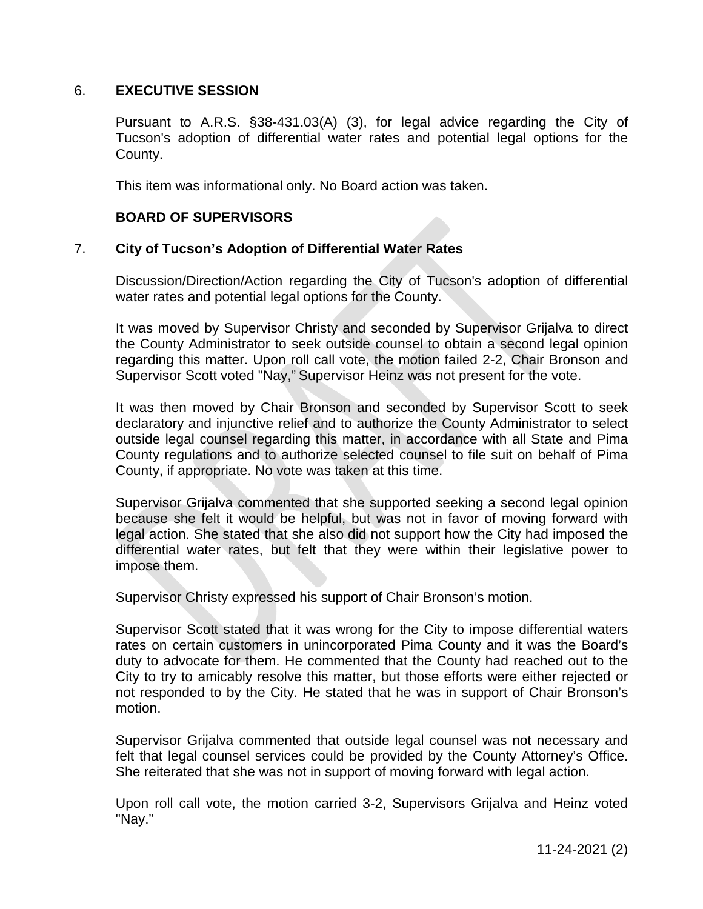6. **EXECUTIVE SESSION**

Pursuant to A.R.S. §38-431.03(A) (3), for legal advice regarding the City of Tucson's adoption of differential water rates and potential legal options for the County.

This item was informational only. No Board action was taken.

**BOARD OF SUPERVISORS**

7. **City of Tucson's Adoption of Differential Water Rates**

Discussion/Direction/Action regarding the City of Tucson's adoption of differential water rates and potential legal options for the County.

It was moved by Supervisor Christy and seconded by Supervisor Grijalva to direct the County Administrator to seek outside counsel to obtain a second legal opinion regarding this matter. Upon roll call vote, the motion failed 2-2, Chair Bronson and Supervisor Scott voted "Nay," Supervisor Heinz was not present for the vote.

It was then moved by Chair Bronson and seconded by Supervisor Scott to seek declaratory and injunctive relief and to authorize the County Administrator to select outside legal counsel regarding this matter, in accordance with all State and Pima County regulations and to authorize selected counsel to file suit on behalf of Pima County, if appropriate. No vote was taken at this time.

Supervisor Grijalva commented that she supported seeking a second legal opinion because she felt it would be helpful, but was not in favor of moving forward with legal action. She stated that she also did not support how the City had imposed the differential water rates, but felt that they were within their legislative power to impose them.

Supervisor Christy expressed his support of Chair Bronson's motion.

Supervisor Scott stated that it was wrong for the City to impose differential waters rates on certain customers in unincorporated Pima County and it was the Board's duty to advocate for them. He commented that the County had reached out to the City to try to amicably resolve this matter, but those efforts were either rejected or not responded to by the City. He stated that he was in support of Chair Bronson's motion.

Supervisor Grijalva commented that outside legal counsel was not necessary and felt that legal counsel services could be provided by the County Attorney's Office. She reiterated that she was not in support of moving forward with legal action.

Upon roll call vote, the motion carried 3-2, Supervisors Grijalva and Heinz voted "Nay."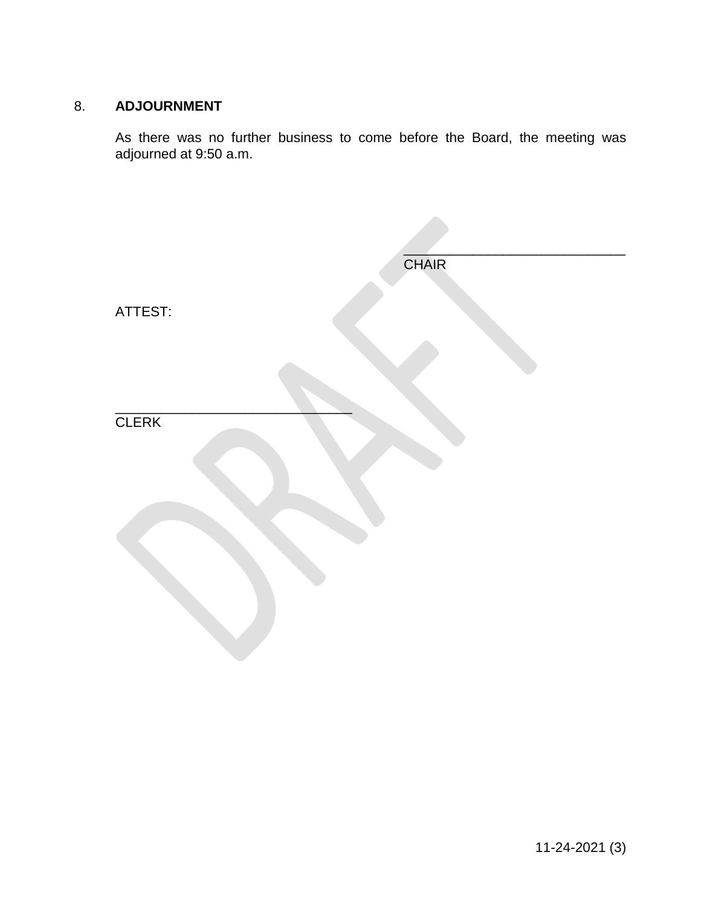## 8. ADJOURNMENT

As there was no further business to come before the Board, the meeting was adjourned at 9:50 a.m.

______________________________
CHAIR

ATTEST:

______________________________
CLERK

11-24-2021 (3)